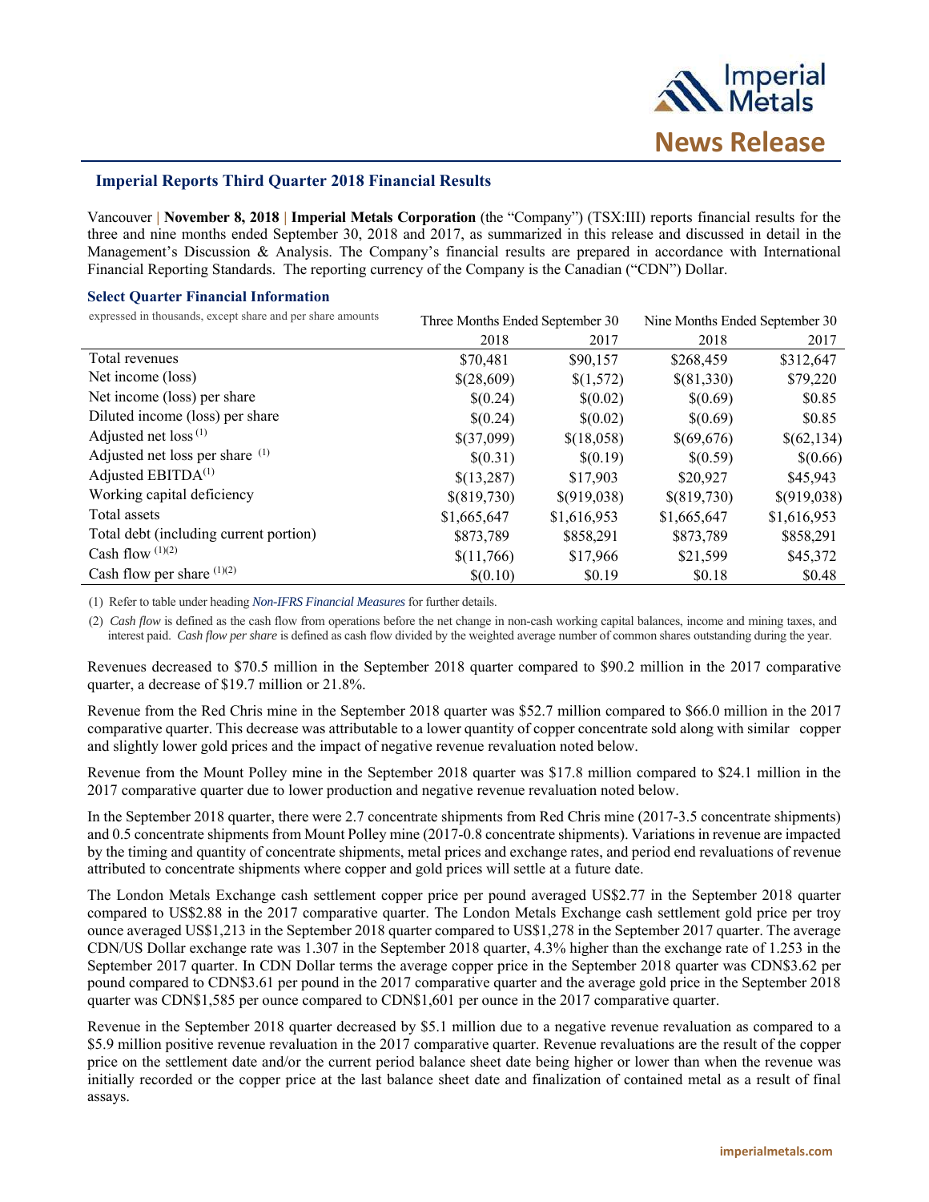# News Release

## Imperial Reports Third Quarter 2018 Financial Results

Vancouver | **November 8, 2018** | **Imperial Metals Corporation** (the "Company") (TSX:III) reports financial results for the three and nine months ended September 30, 2018 and 2017, as summarized in this release and discussed in detail in the Management's Discussion & Analysis. The Company's financial results are prepared in accordance with International Financial Reporting Standards. The reporting currency of the Company is the Canadian ("CDN") Dollar.

### Select Quarter Financial Information

| expressed in thousands, except share and per share amounts | Three Months Ended September 30 | | Nine Months Ended September 30 | |
|---|---|---|---|---|
| | 2018 | 2017 | 2018 | 2017 |
| Total revenues | $70,481 | $90,157 | $268,459 | $312,647 |
| Net income (loss) | $(28,609) | $(1,572) | $(81,330) | $79,220 |
| Net income (loss) per share | $(0.24) | $(0.02) | $(0.69) | $0.85 |
| Diluted income (loss) per share | $(0.24) | $(0.02) | $(0.69) | $0.85 |
| Adjusted net loss (1) | $(37,099) | $(18,058) | $(69,676) | $(62,134) |
| Adjusted net loss per share (1) | $(0.31) | $(0.19) | $(0.59) | $(0.66) |
| Adjusted EBITDA(1) | $(13,287) | $17,903 | $20,927 | $45,943 |
| Working capital deficiency | $(819,730) | $(919,038) | $(819,730) | $(919,038) |
| Total assets | $1,665,647 | $1,616,953 | $1,665,647 | $1,616,953 |
| Total debt (including current portion) | $873,789 | $858,291 | $873,789 | $858,291 |
| Cash flow (1)(2) | $(11,766) | $17,966 | $21,599 | $45,372 |
| Cash flow per share (1)(2) | $(0.10) | $0.19 | $0.18 | $0.48 |

(1) Refer to table under heading *Non-IFRS Financial Measures* for further details.

(2) *Cash flow* is defined as the cash flow from operations before the net change in non-cash working capital balances, income and mining taxes, and interest paid. *Cash flow per share* is defined as cash flow divided by the weighted average number of common shares outstanding during the year.

Revenues decreased to $70.5 million in the September 2018 quarter compared to $90.2 million in the 2017 comparative quarter, a decrease of $19.7 million or 21.8%.

Revenue from the Red Chris mine in the September 2018 quarter was $52.7 million compared to $66.0 million in the 2017 comparative quarter. This decrease was attributable to a lower quantity of copper concentrate sold along with similar copper and slightly lower gold prices and the impact of negative revenue revaluation noted below.

Revenue from the Mount Polley mine in the September 2018 quarter was $17.8 million compared to $24.1 million in the 2017 comparative quarter due to lower production and negative revenue revaluation noted below.

In the September 2018 quarter, there were 2.7 concentrate shipments from Red Chris mine (2017-3.5 concentrate shipments) and 0.5 concentrate shipments from Mount Polley mine (2017-0.8 concentrate shipments). Variations in revenue are impacted by the timing and quantity of concentrate shipments, metal prices and exchange rates, and period end revaluations of revenue attributed to concentrate shipments where copper and gold prices will settle at a future date.

The London Metals Exchange cash settlement copper price per pound averaged US$2.77 in the September 2018 quarter compared to US$2.88 in the 2017 comparative quarter. The London Metals Exchange cash settlement gold price per troy ounce averaged US$1,213 in the September 2018 quarter compared to US$1,278 in the September 2017 quarter. The average CDN/US Dollar exchange rate was 1.307 in the September 2018 quarter, 4.3% higher than the exchange rate of 1.253 in the September 2017 quarter. In CDN Dollar terms the average copper price in the September 2018 quarter was CDN$3.62 per pound compared to CDN$3.61 per pound in the 2017 comparative quarter and the average gold price in the September 2018 quarter was CDN$1,585 per ounce compared to CDN$1,601 per ounce in the 2017 comparative quarter.

Revenue in the September 2018 quarter decreased by $5.1 million due to a negative revenue revaluation as compared to a $5.9 million positive revenue revaluation in the 2017 comparative quarter. Revenue revaluations are the result of the copper price on the settlement date and/or the current period balance sheet date being higher or lower than when the revenue was initially recorded or the copper price at the last balance sheet date and finalization of contained metal as a result of final assays.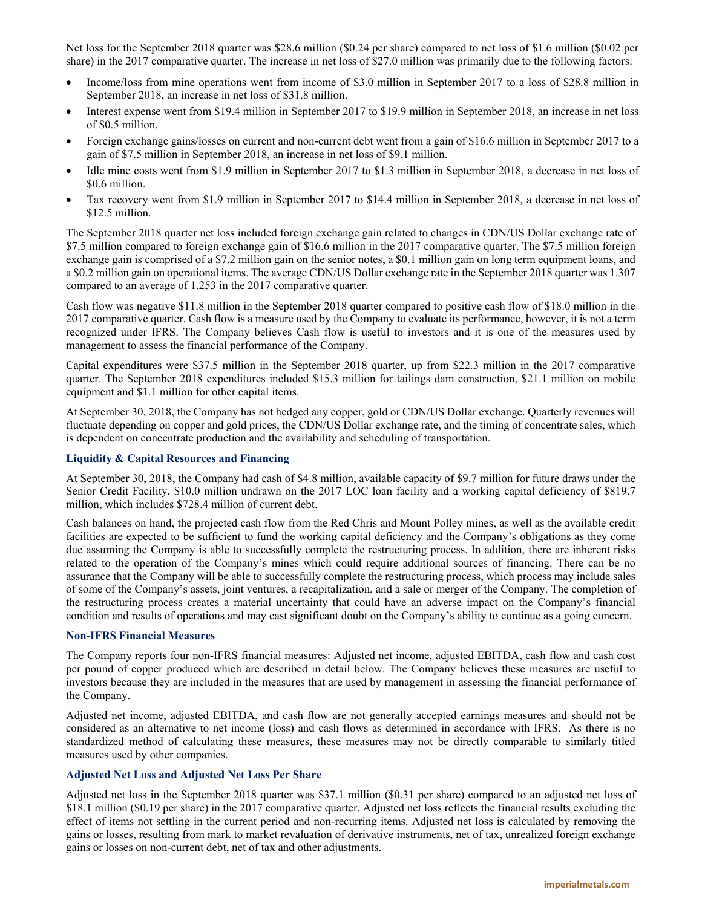Net loss for the September 2018 quarter was $28.6 million ($0.24 per share) compared to net loss of $1.6 million ($0.02 per share) in the 2017 comparative quarter. The increase in net loss of $27.0 million was primarily due to the following factors:

- Income/loss from mine operations went from income of $3.0 million in September 2017 to a loss of $28.8 million in September 2018, an increase in net loss of $31.8 million.
- Interest expense went from $19.4 million in September 2017 to $19.9 million in September 2018, an increase in net loss of $0.5 million.
- Foreign exchange gains/losses on current and non-current debt went from a gain of $16.6 million in September 2017 to a gain of $7.5 million in September 2018, an increase in net loss of $9.1 million.
- Idle mine costs went from $1.9 million in September 2017 to $1.3 million in September 2018, a decrease in net loss of $0.6 million.
- Tax recovery went from $1.9 million in September 2017 to $14.4 million in September 2018, a decrease in net loss of $12.5 million.

The September 2018 quarter net loss included foreign exchange gain related to changes in CDN/US Dollar exchange rate of $7.5 million compared to foreign exchange gain of $16.6 million in the 2017 comparative quarter. The $7.5 million foreign exchange gain is comprised of a $7.2 million gain on the senior notes, a $0.1 million gain on long term equipment loans, and a $0.2 million gain on operational items. The average CDN/US Dollar exchange rate in the September 2018 quarter was 1.307 compared to an average of 1.253 in the 2017 comparative quarter.

Cash flow was negative $11.8 million in the September 2018 quarter compared to positive cash flow of $18.0 million in the 2017 comparative quarter. Cash flow is a measure used by the Company to evaluate its performance, however, it is not a term recognized under IFRS. The Company believes Cash flow is useful to investors and it is one of the measures used by management to assess the financial performance of the Company.

Capital expenditures were $37.5 million in the September 2018 quarter, up from $22.3 million in the 2017 comparative quarter. The September 2018 expenditures included $15.3 million for tailings dam construction, $21.1 million on mobile equipment and $1.1 million for other capital items.

At September 30, 2018, the Company has not hedged any copper, gold or CDN/US Dollar exchange. Quarterly revenues will fluctuate depending on copper and gold prices, the CDN/US Dollar exchange rate, and the timing of concentrate sales, which is dependent on concentrate production and the availability and scheduling of transportation.

### Liquidity & Capital Resources and Financing

At September 30, 2018, the Company had cash of $4.8 million, available capacity of $9.7 million for future draws under the Senior Credit Facility, $10.0 million undrawn on the 2017 LOC loan facility and a working capital deficiency of $819.7 million, which includes $728.4 million of current debt.

Cash balances on hand, the projected cash flow from the Red Chris and Mount Polley mines, as well as the available credit facilities are expected to be sufficient to fund the working capital deficiency and the Company's obligations as they come due assuming the Company is able to successfully complete the restructuring process. In addition, there are inherent risks related to the operation of the Company's mines which could require additional sources of financing. There can be no assurance that the Company will be able to successfully complete the restructuring process, which process may include sales of some of the Company's assets, joint ventures, a recapitalization, and a sale or merger of the Company. The completion of the restructuring process creates a material uncertainty that could have an adverse impact on the Company's financial condition and results of operations and may cast significant doubt on the Company's ability to continue as a going concern.

### Non-IFRS Financial Measures

The Company reports four non-IFRS financial measures: Adjusted net income, adjusted EBITDA, cash flow and cash cost per pound of copper produced which are described in detail below. The Company believes these measures are useful to investors because they are included in the measures that are used by management in assessing the financial performance of the Company.

Adjusted net income, adjusted EBITDA, and cash flow are not generally accepted earnings measures and should not be considered as an alternative to net income (loss) and cash flows as determined in accordance with IFRS. As there is no standardized method of calculating these measures, these measures may not be directly comparable to similarly titled measures used by other companies.

### Adjusted Net Loss and Adjusted Net Loss Per Share

Adjusted net loss in the September 2018 quarter was $37.1 million ($0.31 per share) compared to an adjusted net loss of $18.1 million ($0.19 per share) in the 2017 comparative quarter. Adjusted net loss reflects the financial results excluding the effect of items not settling in the current period and non-recurring items. Adjusted net loss is calculated by removing the gains or losses, resulting from mark to market revaluation of derivative instruments, net of tax, unrealized foreign exchange gains or losses on non-current debt, net of tax and other adjustments.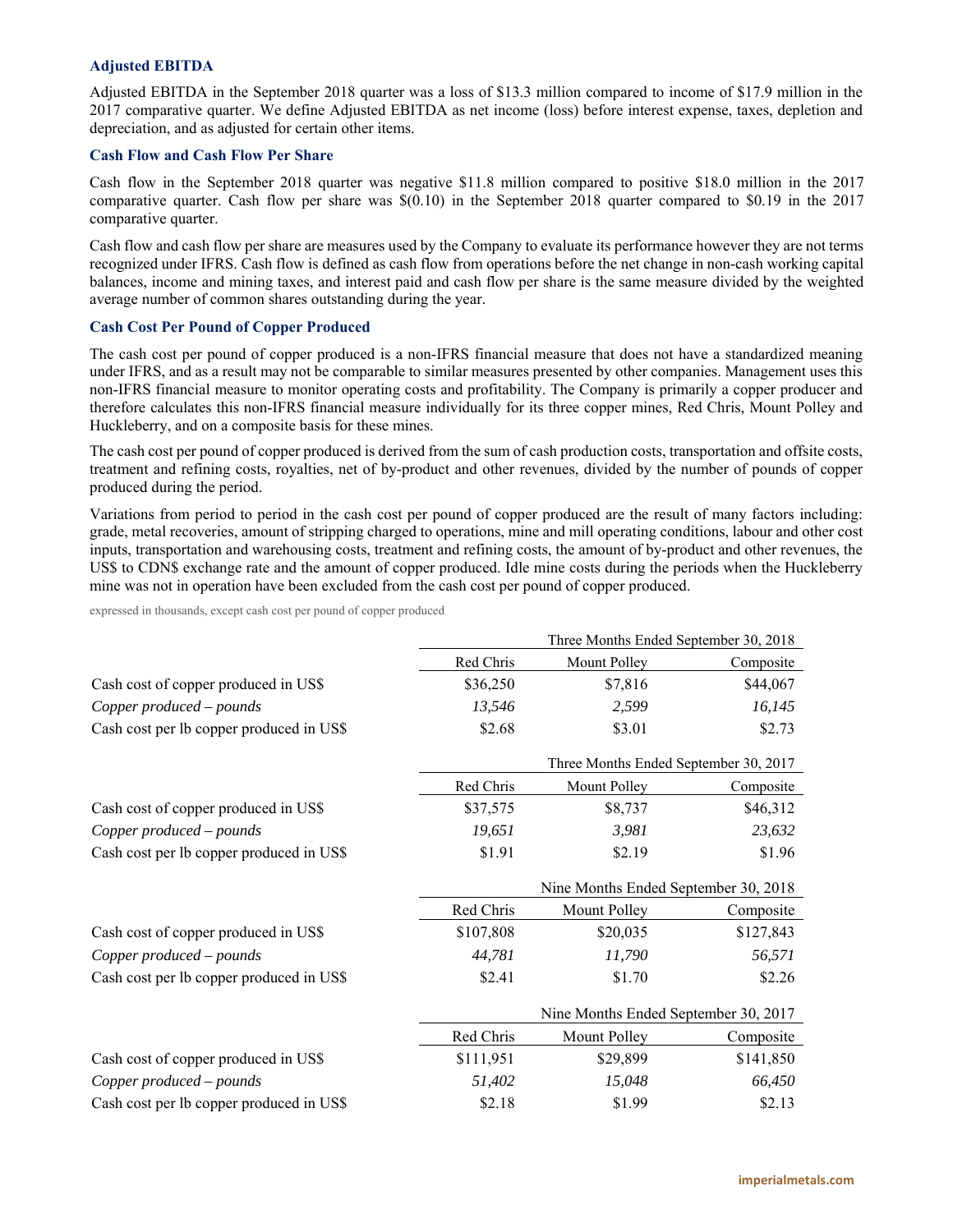### Adjusted EBITDA

Adjusted EBITDA in the September 2018 quarter was a loss of $13.3 million compared to income of $17.9 million in the 2017 comparative quarter. We define Adjusted EBITDA as net income (loss) before interest expense, taxes, depletion and depreciation, and as adjusted for certain other items.

### Cash Flow and Cash Flow Per Share

Cash flow in the September 2018 quarter was negative $11.8 million compared to positive $18.0 million in the 2017 comparative quarter. Cash flow per share was $(0.10) in the September 2018 quarter compared to $0.19 in the 2017 comparative quarter.

Cash flow and cash flow per share are measures used by the Company to evaluate its performance however they are not terms recognized under IFRS. Cash flow is defined as cash flow from operations before the net change in non-cash working capital balances, income and mining taxes, and interest paid and cash flow per share is the same measure divided by the weighted average number of common shares outstanding during the year.

### Cash Cost Per Pound of Copper Produced

The cash cost per pound of copper produced is a non-IFRS financial measure that does not have a standardized meaning under IFRS, and as a result may not be comparable to similar measures presented by other companies. Management uses this non-IFRS financial measure to monitor operating costs and profitability. The Company is primarily a copper producer and therefore calculates this non-IFRS financial measure individually for its three copper mines, Red Chris, Mount Polley and Huckleberry, and on a composite basis for these mines.

The cash cost per pound of copper produced is derived from the sum of cash production costs, transportation and offsite costs, treatment and refining costs, royalties, net of by-product and other revenues, divided by the number of pounds of copper produced during the period.

Variations from period to period in the cash cost per pound of copper produced are the result of many factors including: grade, metal recoveries, amount of stripping charged to operations, mine and mill operating conditions, labour and other cost inputs, transportation and warehousing costs, treatment and refining costs, the amount of by-product and other revenues, the US$ to CDN$ exchange rate and the amount of copper produced. Idle mine costs during the periods when the Huckleberry mine was not in operation have been excluded from the cash cost per pound of copper produced.

expressed in thousands, except cash cost per pound of copper produced

| | Three Months Ended September 30, 2018 | | |
|---|---|---|---|
| | Red Chris | Mount Polley | Composite |
| Cash cost of copper produced in US$ | $36,250 | $7,816 | $44,067 |
| *Copper produced – pounds* | *13,546* | *2,599* | *16,145* |
| Cash cost per lb copper produced in US$ | $2.68 | $3.01 | $2.73 |

| | Three Months Ended September 30, 2017 | | |
|---|---|---|---|
| | Red Chris | Mount Polley | Composite |
| Cash cost of copper produced in US$ | $37,575 | $8,737 | $46,312 |
| *Copper produced – pounds* | *19,651* | *3,981* | *23,632* |
| Cash cost per lb copper produced in US$ | $1.91 | $2.19 | $1.96 |

| | Nine Months Ended September 30, 2018 | | |
|---|---|---|---|
| | Red Chris | Mount Polley | Composite |
| Cash cost of copper produced in US$ | $107,808 | $20,035 | $127,843 |
| *Copper produced – pounds* | *44,781* | *11,790* | *56,571* |
| Cash cost per lb copper produced in US$ | $2.41 | $1.70 | $2.26 |

| | Nine Months Ended September 30, 2017 | | |
|---|---|---|---|
| | Red Chris | Mount Polley | Composite |
| Cash cost of copper produced in US$ | $111,951 | $29,899 | $141,850 |
| *Copper produced – pounds* | *51,402* | *15,048* | *66,450* |
| Cash cost per lb copper produced in US$ | $2.18 | $1.99 | $2.13 |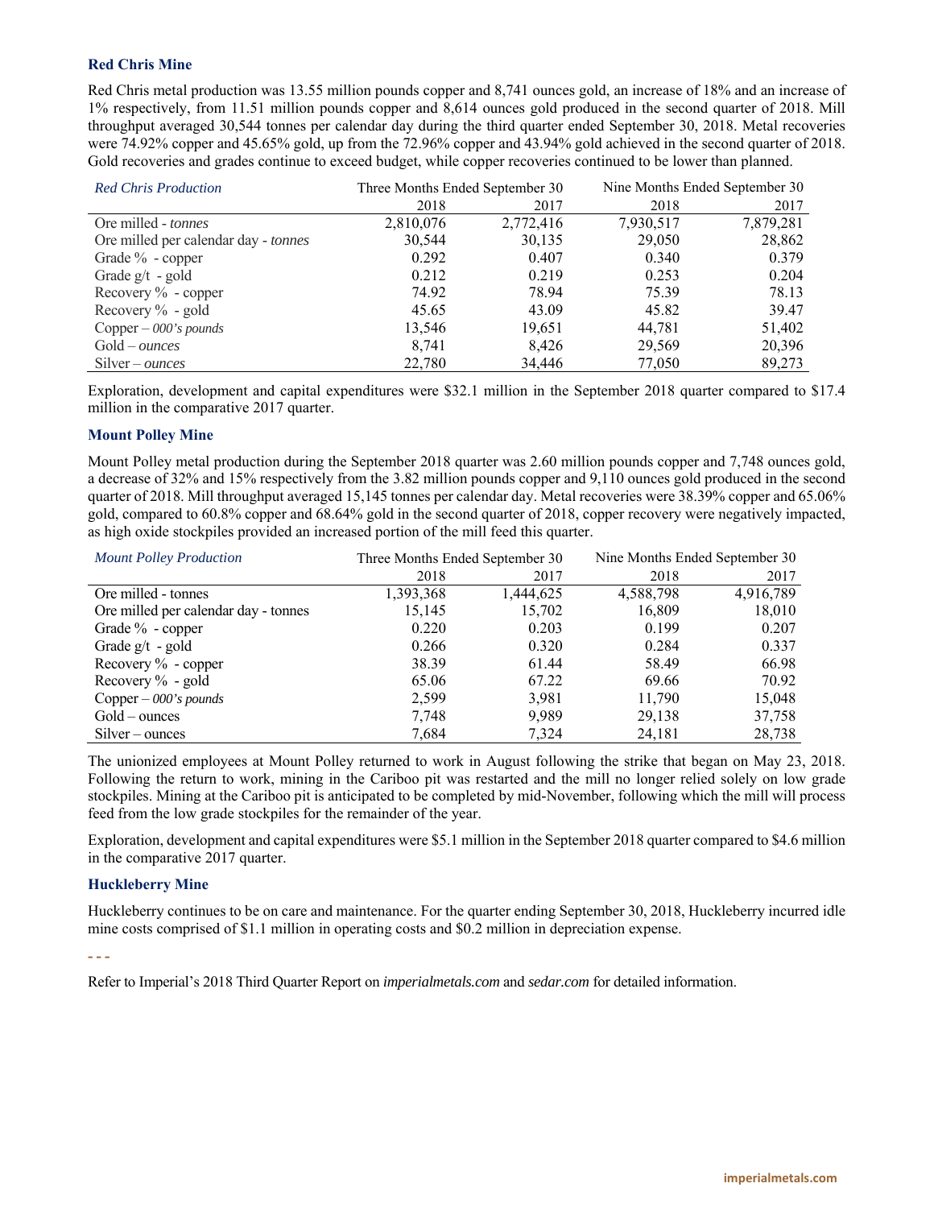### Red Chris Mine

Red Chris metal production was 13.55 million pounds copper and 8,741 ounces gold, an increase of 18% and an increase of 1% respectively, from 11.51 million pounds copper and 8,614 ounces gold produced in the second quarter of 2018. Mill throughput averaged 30,544 tonnes per calendar day during the third quarter ended September 30, 2018. Metal recoveries were 74.92% copper and 45.65% gold, up from the 72.96% copper and 43.94% gold achieved in the second quarter of 2018. Gold recoveries and grades continue to exceed budget, while copper recoveries continued to be lower than planned.

| *Red Chris Production* | Three Months Ended September 30 | | Nine Months Ended September 30 | |
|---|---|---|---|---|
| | 2018 | 2017 | 2018 | 2017 |
| Ore milled - *tonnes* | 2,810,076 | 2,772,416 | 7,930,517 | 7,879,281 |
| Ore milled per calendar day - *tonnes* | 30,544 | 30,135 | 29,050 | 28,862 |
| Grade % - copper | 0.292 | 0.407 | 0.340 | 0.379 |
| Grade g/t - gold | 0.212 | 0.219 | 0.253 | 0.204 |
| Recovery % - copper | 74.92 | 78.94 | 75.39 | 78.13 |
| Recovery % - gold | 45.65 | 43.09 | 45.82 | 39.47 |
| Copper – *000's pounds* | 13,546 | 19,651 | 44,781 | 51,402 |
| Gold – *ounces* | 8,741 | 8,426 | 29,569 | 20,396 |
| Silver – *ounces* | 22,780 | 34,446 | 77,050 | 89,273 |

Exploration, development and capital expenditures were $32.1 million in the September 2018 quarter compared to $17.4 million in the comparative 2017 quarter.

### Mount Polley Mine

Mount Polley metal production during the September 2018 quarter was 2.60 million pounds copper and 7,748 ounces gold, a decrease of 32% and 15% respectively from the 3.82 million pounds copper and 9,110 ounces gold produced in the second quarter of 2018. Mill throughput averaged 15,145 tonnes per calendar day. Metal recoveries were 38.39% copper and 65.06% gold, compared to 60.8% copper and 68.64% gold in the second quarter of 2018, copper recovery were negatively impacted, as high oxide stockpiles provided an increased portion of the mill feed this quarter.

| *Mount Polley Production* | Three Months Ended September 30 | | Nine Months Ended September 30 | |
|---|---|---|---|---|
| | 2018 | 2017 | 2018 | 2017 |
| Ore milled - tonnes | 1,393,368 | 1,444,625 | 4,588,798 | 4,916,789 |
| Ore milled per calendar day - tonnes | 15,145 | 15,702 | 16,809 | 18,010 |
| Grade % - copper | 0.220 | 0.203 | 0.199 | 0.207 |
| Grade g/t - gold | 0.266 | 0.320 | 0.284 | 0.337 |
| Recovery % - copper | 38.39 | 61.44 | 58.49 | 66.98 |
| Recovery % - gold | 65.06 | 67.22 | 69.66 | 70.92 |
| Copper – *000's pounds* | 2,599 | 3,981 | 11,790 | 15,048 |
| Gold – ounces | 7,748 | 9,989 | 29,138 | 37,758 |
| Silver – ounces | 7,684 | 7,324 | 24,181 | 28,738 |

The unionized employees at Mount Polley returned to work in August following the strike that began on May 23, 2018. Following the return to work, mining in the Cariboo pit was restarted and the mill no longer relied solely on low grade stockpiles. Mining at the Cariboo pit is anticipated to be completed by mid-November, following which the mill will process feed from the low grade stockpiles for the remainder of the year.

Exploration, development and capital expenditures were $5.1 million in the September 2018 quarter compared to $4.6 million in the comparative 2017 quarter.

### Huckleberry Mine

Huckleberry continues to be on care and maintenance. For the quarter ending September 30, 2018, Huckleberry incurred idle mine costs comprised of $1.1 million in operating costs and $0.2 million in depreciation expense.

- - -

Refer to Imperial's 2018 Third Quarter Report on *imperialmetals.com* and *sedar.com* for detailed information.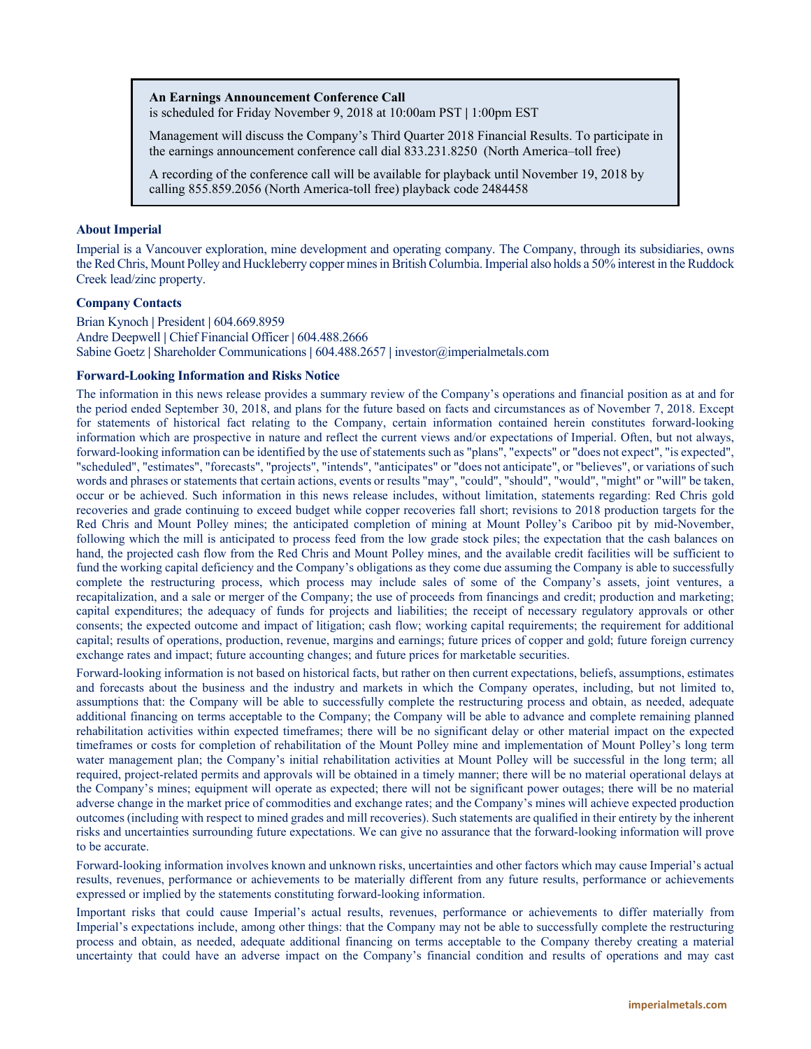**An Earnings Announcement Conference Call**
is scheduled for Friday November 9, 2018 at 10:00am PST | 1:00pm EST

Management will discuss the Company's Third Quarter 2018 Financial Results. To participate in the earnings announcement conference call dial 833.231.8250 (North America–toll free)

A recording of the conference call will be available for playback until November 19, 2018 by calling 855.859.2056 (North America-toll free) playback code 2484458

### About Imperial

Imperial is a Vancouver exploration, mine development and operating company. The Company, through its subsidiaries, owns the Red Chris, Mount Polley and Huckleberry copper mines in British Columbia. Imperial also holds a 50% interest in the Ruddock Creek lead/zinc property.

### Company Contacts

Brian Kynoch | President | 604.669.8959
Andre Deepwell | Chief Financial Officer | 604.488.2666
Sabine Goetz | Shareholder Communications | 604.488.2657 | investor@imperialmetals.com

### Forward-Looking Information and Risks Notice

The information in this news release provides a summary review of the Company's operations and financial position as at and for the period ended September 30, 2018, and plans for the future based on facts and circumstances as of November 7, 2018. Except for statements of historical fact relating to the Company, certain information contained herein constitutes forward-looking information which are prospective in nature and reflect the current views and/or expectations of Imperial. Often, but not always, forward-looking information can be identified by the use of statements such as "plans", "expects" or "does not expect", "is expected", "scheduled", "estimates", "forecasts", "projects", "intends", "anticipates" or "does not anticipate", or "believes", or variations of such words and phrases or statements that certain actions, events or results "may", "could", "should", "would", "might" or "will" be taken, occur or be achieved. Such information in this news release includes, without limitation, statements regarding: Red Chris gold recoveries and grade continuing to exceed budget while copper recoveries fall short; revisions to 2018 production targets for the Red Chris and Mount Polley mines; the anticipated completion of mining at Mount Polley's Cariboo pit by mid-November, following which the mill is anticipated to process feed from the low grade stock piles; the expectation that the cash balances on hand, the projected cash flow from the Red Chris and Mount Polley mines, and the available credit facilities will be sufficient to fund the working capital deficiency and the Company's obligations as they come due assuming the Company is able to successfully complete the restructuring process, which process may include sales of some of the Company's assets, joint ventures, a recapitalization, and a sale or merger of the Company; the use of proceeds from financings and credit; production and marketing; capital expenditures; the adequacy of funds for projects and liabilities; the receipt of necessary regulatory approvals or other consents; the expected outcome and impact of litigation; cash flow; working capital requirements; the requirement for additional capital; results of operations, production, revenue, margins and earnings; future prices of copper and gold; future foreign currency exchange rates and impact; future accounting changes; and future prices for marketable securities.

Forward-looking information is not based on historical facts, but rather on then current expectations, beliefs, assumptions, estimates and forecasts about the business and the industry and markets in which the Company operates, including, but not limited to, assumptions that: the Company will be able to successfully complete the restructuring process and obtain, as needed, adequate additional financing on terms acceptable to the Company; the Company will be able to advance and complete remaining planned rehabilitation activities within expected timeframes; there will be no significant delay or other material impact on the expected timeframes or costs for completion of rehabilitation of the Mount Polley mine and implementation of Mount Polley's long term water management plan; the Company's initial rehabilitation activities at Mount Polley will be successful in the long term; all required, project-related permits and approvals will be obtained in a timely manner; there will be no material operational delays at the Company's mines; equipment will operate as expected; there will not be significant power outages; there will be no material adverse change in the market price of commodities and exchange rates; and the Company's mines will achieve expected production outcomes (including with respect to mined grades and mill recoveries). Such statements are qualified in their entirety by the inherent risks and uncertainties surrounding future expectations. We can give no assurance that the forward-looking information will prove to be accurate.

Forward-looking information involves known and unknown risks, uncertainties and other factors which may cause Imperial's actual results, revenues, performance or achievements to be materially different from any future results, performance or achievements expressed or implied by the statements constituting forward-looking information.

Important risks that could cause Imperial's actual results, revenues, performance or achievements to differ materially from Imperial's expectations include, among other things: that the Company may not be able to successfully complete the restructuring process and obtain, as needed, adequate additional financing on terms acceptable to the Company thereby creating a material uncertainty that could have an adverse impact on the Company's financial condition and results of operations and may cast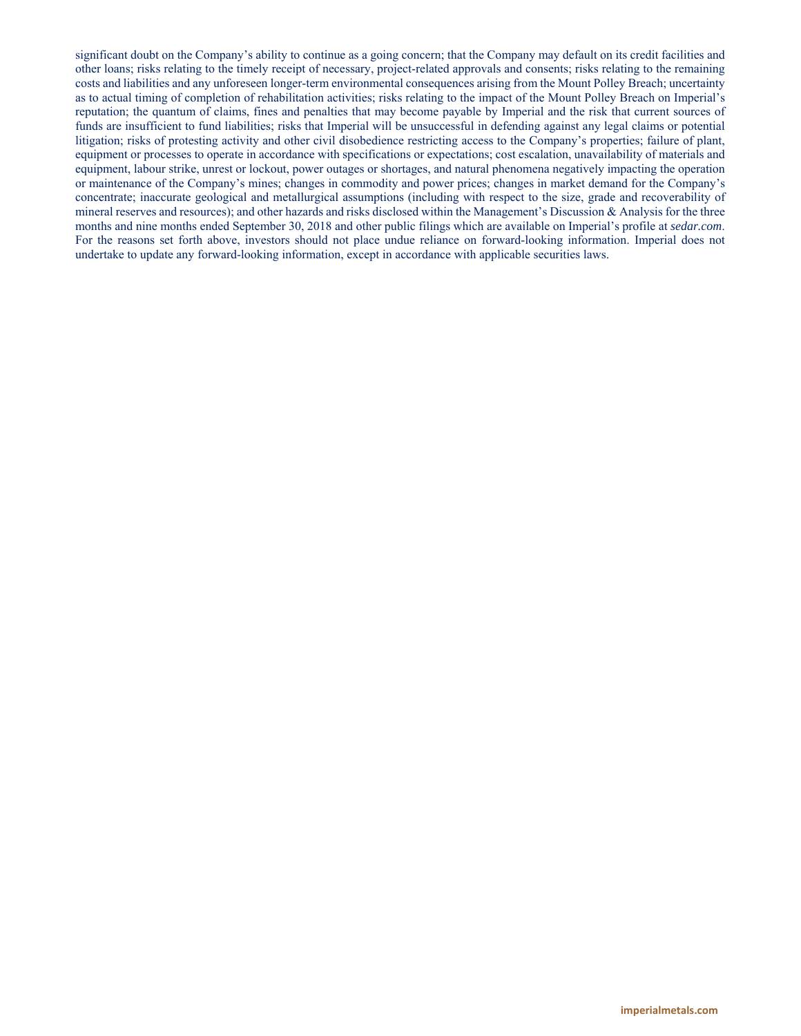significant doubt on the Company's ability to continue as a going concern; that the Company may default on its credit facilities and other loans; risks relating to the timely receipt of necessary, project-related approvals and consents; risks relating to the remaining costs and liabilities and any unforeseen longer-term environmental consequences arising from the Mount Polley Breach; uncertainty as to actual timing of completion of rehabilitation activities; risks relating to the impact of the Mount Polley Breach on Imperial's reputation; the quantum of claims, fines and penalties that may become payable by Imperial and the risk that current sources of funds are insufficient to fund liabilities; risks that Imperial will be unsuccessful in defending against any legal claims or potential litigation; risks of protesting activity and other civil disobedience restricting access to the Company's properties; failure of plant, equipment or processes to operate in accordance with specifications or expectations; cost escalation, unavailability of materials and equipment, labour strike, unrest or lockout, power outages or shortages, and natural phenomena negatively impacting the operation or maintenance of the Company's mines; changes in commodity and power prices; changes in market demand for the Company's concentrate; inaccurate geological and metallurgical assumptions (including with respect to the size, grade and recoverability of mineral reserves and resources); and other hazards and risks disclosed within the Management's Discussion & Analysis for the three months and nine months ended September 30, 2018 and other public filings which are available on Imperial's profile at *sedar.com*. For the reasons set forth above, investors should not place undue reliance on forward-looking information. Imperial does not undertake to update any forward-looking information, except in accordance with applicable securities laws.